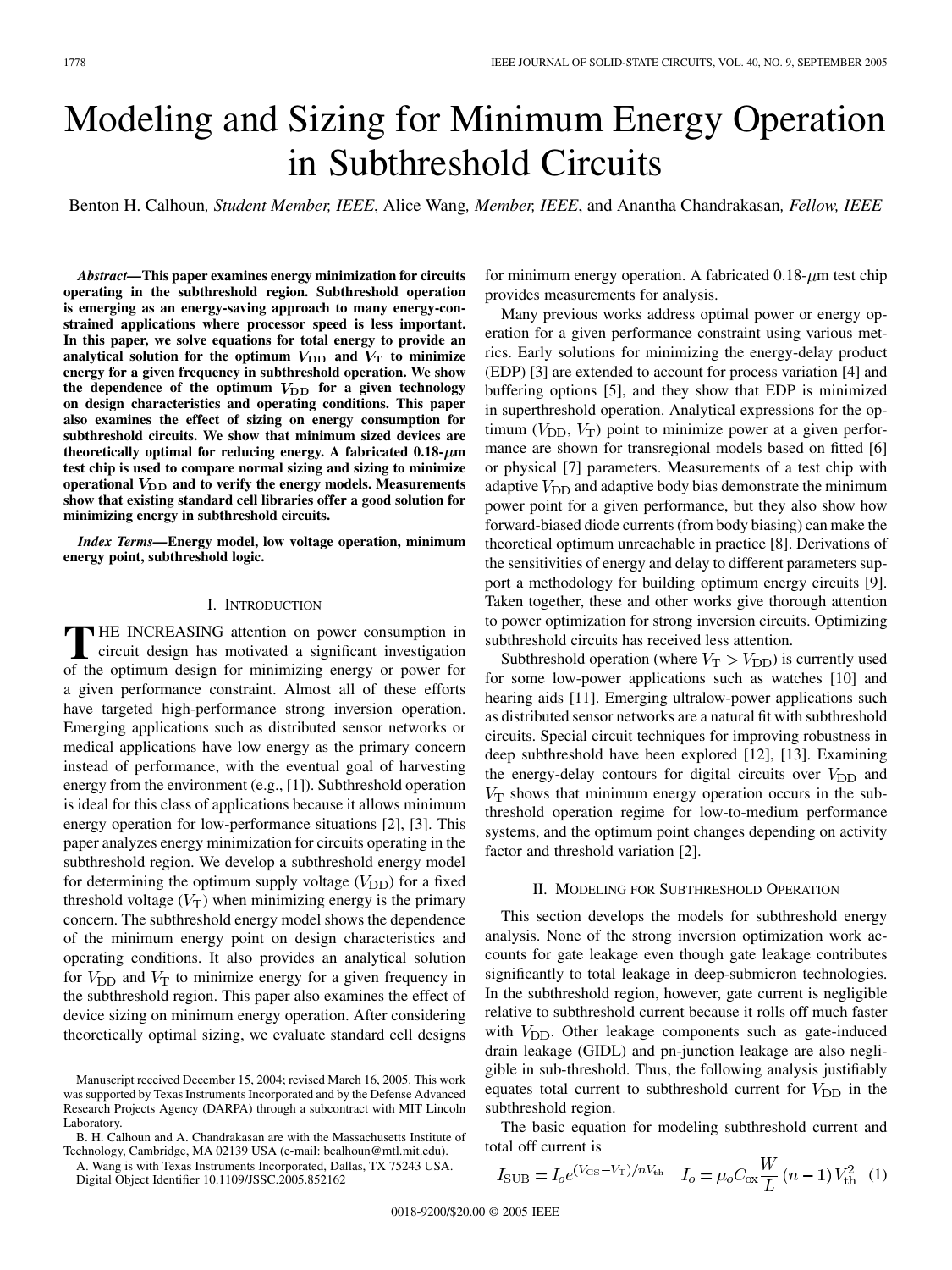# Modeling and Sizing for Minimum Energy Operation in Subthreshold Circuits

Benton H. Calhoun, *Student Member, IEEE*, Alice Wang, *Member, IEEE*, and Anantha Chandrakasan, *Fellow, IEEE*

***Abstract*—This paper examines energy minimization for circuits operating in the subthreshold region. Subthreshold operation is emerging as an energy-saving approach to many energy-constrained applications where processor speed is less important. In this paper, we solve equations for total energy to provide an analytical solution for the optimum $V_{\rm DD}$ and $V_{\rm T}$ to minimize energy for a given frequency in subthreshold operation. We show the dependence of the optimum $V_{\rm DD}$ for a given technology on design characteristics and operating conditions. This paper also examines the effect of sizing on energy consumption for subthreshold circuits. We show that minimum sized devices are theoretically optimal for reducing energy. A fabricated 0.18-$\mu$m test chip is used to compare normal sizing and sizing to minimize operational $V_{\rm DD}$ and to verify the energy models. Measurements show that existing standard cell libraries offer a good solution for minimizing energy in subthreshold circuits.**

***Index Terms*—Energy model, low voltage operation, minimum energy point, subthreshold logic.**

## I. Introduction

The increasing attention on power consumption in circuit design has motivated a significant investigation of the optimum design for minimizing energy or power for a given performance constraint. Almost all of these efforts have targeted high-performance strong inversion operation. Emerging applications such as distributed sensor networks or medical applications have low energy as the primary concern instead of performance, with the eventual goal of harvesting energy from the environment (e.g., [1]). Subthreshold operation is ideal for this class of applications because it allows minimum energy operation for low-performance situations [2], [3]. This paper analyzes energy minimization for circuits operating in the subthreshold region. We develop a subthreshold energy model for determining the optimum supply voltage ($V_{\rm DD}$) for a fixed threshold voltage ($V_{\rm T}$) when minimizing energy is the primary concern. The subthreshold energy model shows the dependence of the minimum energy point on design characteristics and operating conditions. It also provides an analytical solution for $V_{\rm DD}$ and $V_{\rm T}$ to minimize energy for a given frequency in the subthreshold region. This paper also examines the effect of device sizing on minimum energy operation. After considering theoretically optimal sizing, we evaluate standard cell designs for minimum energy operation. A fabricated 0.18-$\mu$m test chip provides measurements for analysis.

Many previous works address optimal power or energy operation for a given performance constraint using various metrics. Early solutions for minimizing the energy-delay product (EDP) [3] are extended to account for process variation [4] and buffering options [5], and they show that EDP is minimized in superthreshold operation. Analytical expressions for the optimum ($V_{\rm DD}$, $V_{\rm T}$) point to minimize power at a given performance are shown for transregional models based on fitted [6] or physical [7] parameters. Measurements of a test chip with adaptive $V_{\rm DD}$ and adaptive body bias demonstrate the minimum power point for a given performance, but they also show how forward-biased diode currents (from body biasing) can make the theoretical optimum unreachable in practice [8]. Derivations of the sensitivities of energy and delay to different parameters support a methodology for building optimum energy circuits [9]. Taken together, these and other works give thorough attention to power optimization for strong inversion circuits. Optimizing subthreshold circuits has received less attention.

Subthreshold operation (where $V_{\rm T} > V_{\rm DD}$) is currently used for some low-power applications such as watches [10] and hearing aids [11]. Emerging ultralow-power applications such as distributed sensor networks are a natural fit with subthreshold circuits. Special circuit techniques for improving robustness in deep subthreshold have been explored [12], [13]. Examining the energy-delay contours for digital circuits over $V_{\rm DD}$ and $V_{\rm T}$ shows that minimum energy operation occurs in the subthreshold operation regime for low-to-medium performance systems, and the optimum point changes depending on activity factor and threshold variation [2].

## II. Modeling for Subthreshold Operation

This section develops the models for subthreshold energy analysis. None of the strong inversion optimization work accounts for gate leakage even though gate leakage contributes significantly to total leakage in deep-submicron technologies. In the subthreshold region, however, gate current is negligible relative to subthreshold current because it rolls off much faster with $V_{\rm DD}$. Other leakage components such as gate-induced drain leakage (GIDL) and pn-junction leakage are also negligible in sub-threshold. Thus, the following analysis justifiably equates total current to subthreshold current for $V_{\rm DD}$ in the subthreshold region.

The basic equation for modeling subthreshold current and total off current is

$$I_{\rm SUB} = I_o e^{(V_{\rm GS}-V_{\rm T})/nV_{\rm th}} \quad I_o = \mu_o C_{\rm ox}\frac{W}{L}(n-1)V_{\rm th}^2 \quad (1)$$

---

Manuscript received December 15, 2004; revised March 16, 2005. This work was supported by Texas Instruments Incorporated and by the Defense Advanced Research Projects Agency (DARPA) through a subcontract with MIT Lincoln Laboratory.

B. H. Calhoun and A. Chandrakasan are with the Massachusetts Institute of Technology, Cambridge, MA 02139 USA (e-mail: bcalhoun@mtl.mit.edu).

A. Wang is with Texas Instruments Incorporated, Dallas, TX 75243 USA.

Digital Object Identifier 10.1109/JSSC.2005.852162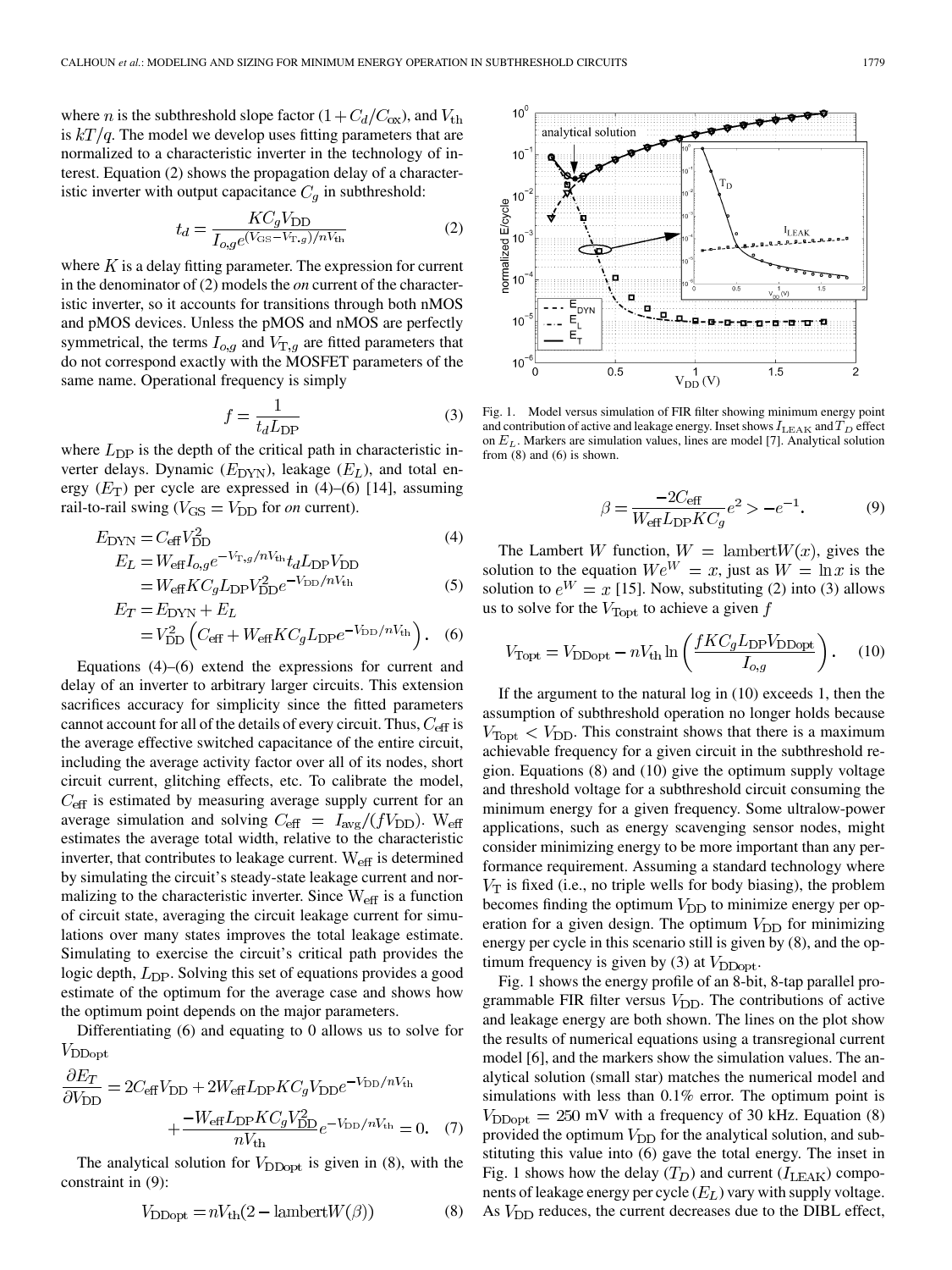where $n$ is the subthreshold slope factor $(1+C_d/C_{\rm ox})$, and $V_{\rm th}$ is $kT/q$. The model we develop uses fitting parameters that are normalized to a characteristic inverter in the technology of interest. Equation (2) shows the propagation delay of a characteristic inverter with output capacitance $C_g$ in subthreshold:

$$t_d = \frac{KC_gV_{\rm DD}}{I_{o,g}e^{(V_{\rm GS}-V_{{\rm T},g})/nV_{\rm th}}} \tag{2}$$

where $K$ is a delay fitting parameter. The expression for current in the denominator of (2) models the *on* current of the characteristic inverter, so it accounts for transitions through both nMOS and pMOS devices. Unless the pMOS and nMOS are perfectly symmetrical, the terms $I_{o,g}$ and $V_{{\rm T},g}$ are fitted parameters that do not correspond exactly with the MOSFET parameters of the same name. Operational frequency is simply

$$f = \frac{1}{t_dL_{\rm DP}} \tag{3}$$

where $L_{\rm DP}$ is the depth of the critical path in characteristic inverter delays. Dynamic ($E_{\rm DYN}$), leakage ($E_L$), and total energy ($E_{\rm T}$) per cycle are expressed in (4)–(6) [14], assuming rail-to-rail swing ($V_{\rm GS} = V_{\rm DD}$ for *on* current).

$$E_{\rm DYN} = C_{\rm eff}V_{\rm DD}^2 \tag{4}$$

$$\begin{aligned} E_L &= W_{\rm eff}I_{o,g}e^{-V_{{\rm T},g}/nV_{\rm th}}t_dL_{\rm DP}V_{\rm DD} \\ &= W_{\rm eff}KC_gL_{\rm DP}V_{\rm DD}^2e^{-V_{\rm DD}/nV_{\rm th}} \end{aligned} \tag{5}$$

$$\begin{aligned} E_T &= E_{\rm DYN} + E_L \\ &= V_{\rm DD}^2\left(C_{\rm eff} + W_{\rm eff}KC_gL_{\rm DP}e^{-V_{\rm DD}/nV_{\rm th}}\right). \end{aligned} \tag{6}$$

Equations (4)–(6) extend the expressions for current and delay of an inverter to arbitrary larger circuits. This extension sacrifices accuracy for simplicity since the fitted parameters cannot account for all of the details of every circuit. Thus, $C_{\rm eff}$ is the average effective switched capacitance of the entire circuit, including the average activity factor over all of its nodes, short circuit current, glitching effects, etc. To calibrate the model, $C_{\rm eff}$ is estimated by measuring average supply current for an average simulation and solving $C_{\rm eff} = I_{\rm avg}/(fV_{\rm DD})$. $W_{\rm eff}$ estimates the average total width, relative to the characteristic inverter, that contributes to leakage current. $W_{\rm eff}$ is determined by simulating the circuit's steady-state leakage current and normalizing to the characteristic inverter. Since $W_{\rm eff}$ is a function of circuit state, averaging the circuit leakage current for simulations over many states improves the total leakage estimate. Simulating to exercise the circuit's critical path provides the logic depth, $L_{\rm DP}$. Solving this set of equations provides a good estimate of the optimum for the average case and shows how the optimum point depends on the major parameters.

Differentiating (6) and equating to 0 allows us to solve for $V_{\rm DDopt}$

$$\begin{aligned} \frac{\partial E_T}{\partial V_{\rm DD}} &= 2C_{\rm eff}V_{\rm DD} + 2W_{\rm eff}L_{\rm DP}KC_gV_{\rm DD}e^{-V_{\rm DD}/nV_{\rm th}} \\ &\quad + \frac{-W_{\rm eff}L_{\rm DP}KC_gV_{\rm DD}^2}{nV_{\rm th}}e^{-V_{\rm DD}/nV_{\rm th}} = 0. \end{aligned} \tag{7}$$

The analytical solution for $V_{\rm DDopt}$ is given in (8), with the constraint in (9):

$$V_{\rm DDopt} = nV_{\rm th}(2 - \mathrm{lambertW}(\beta)) \tag{8}$$

$$\beta = \frac{-2C_{\rm eff}}{W_{\rm eff}L_{\rm DP}KC_g}e^2 > -e^{-1}. \tag{9}$$

The Lambert $W$ function, $W = \mathrm{lambertW}(x)$, gives the solution to the equation $We^W = x$, just as $W = \ln x$ is the solution to $e^W = x$ [15]. Now, substituting (2) into (3) allows us to solve for the $V_{\rm Topt}$ to achieve a given $f$

$$V_{\rm Topt} = V_{\rm DDopt} - nV_{\rm th}\ln\left(\frac{fKC_gL_{\rm DP}V_{\rm DDopt}}{I_{o,g}}\right). \tag{10}$$

If the argument to the natural log in (10) exceeds 1, then the assumption of subthreshold operation no longer holds because $V_{\rm Topt} < V_{\rm DD}$. This constraint shows that there is a maximum achievable frequency for a given circuit in the subthreshold region. Equations (8) and (10) give the optimum supply voltage and threshold voltage for a subthreshold circuit consuming the minimum energy for a given frequency. Some ultralow-power applications, such as energy scavenging sensor nodes, might consider minimizing energy to be more important than any performance requirement. Assuming a standard technology where $V_{\rm T}$ is fixed (i.e., no triple wells for body biasing), the problem becomes finding the optimum $V_{\rm DD}$ to minimize energy per operation for a given design. The optimum $V_{\rm DD}$ for minimizing energy per cycle in this scenario still is given by (8), and the optimum frequency is given by (3) at $V_{\rm DDopt}$.

Fig. 1. Model versus simulation of FIR filter showing minimum energy point and contribution of active and leakage energy. Inset shows $I_{\rm LEAK}$ and $T_D$ effect on $E_L$. Markers are simulation values, lines are model [7]. Analytical solution from (8) and (6) is shown.

Fig. 1 shows the energy profile of an 8-bit, 8-tap parallel programmable FIR filter versus $V_{\rm DD}$. The contributions of active and leakage energy are both shown. The lines on the plot show the results of numerical equations using a transregional current model [6], and the markers show the simulation values. The analytical solution (small star) matches the numerical model and simulations with less than 0.1% error. The optimum point is $V_{\rm DDopt} = 250$ mV with a frequency of 30 kHz. Equation (8) provided the optimum $V_{\rm DD}$ for the analytical solution, and substituting this value into (6) gave the total energy. The inset in Fig. 1 shows how the delay ($T_D$) and current ($I_{\rm LEAK}$) components of leakage energy per cycle ($E_L$) vary with supply voltage. As $V_{\rm DD}$ reduces, the current decreases due to the DIBL effect,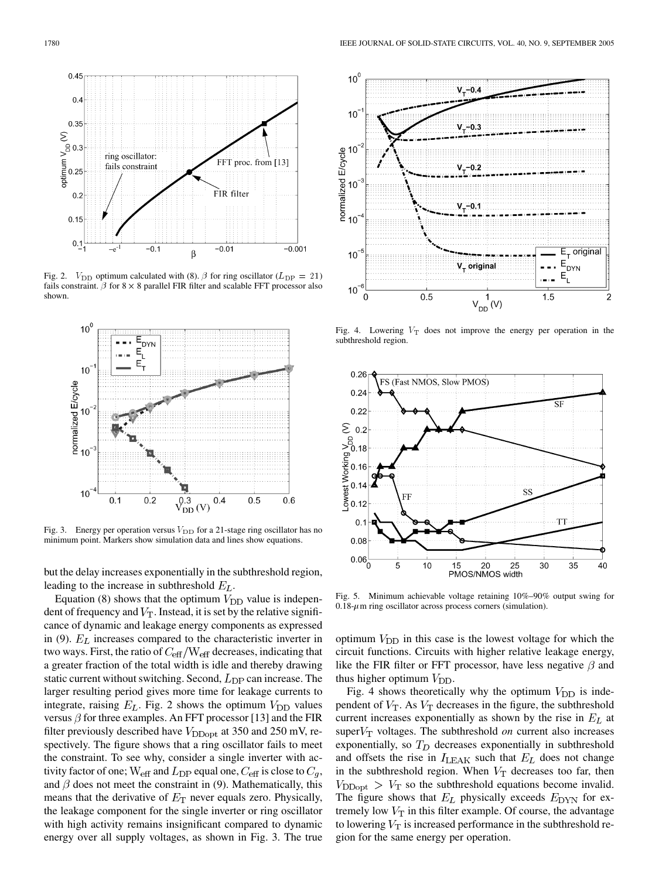Fig. 2. $V_{DD}$ optimum calculated with (8). $\beta$ for ring oscillator ($L_{DP} = 21$) fails constraint. $\beta$ for $8 \times 8$ parallel FIR filter and scalable FFT processor also shown.

Fig. 3. Energy per operation versus $V_{DD}$ for a 21-stage ring oscillator has no minimum point. Markers show simulation data and lines show equations.

but the delay increases exponentially in the subthreshold region, leading to the increase in subthreshold $E_L$.

Equation (8) shows that the optimum $V_{DD}$ value is independent of frequency and $V_T$. Instead, it is set by the relative significance of dynamic and leakage energy components as expressed in (9). $E_L$ increases compared to the characteristic inverter in two ways. First, the ratio of $C_{eff}/W_{eff}$ decreases, indicating that a greater fraction of the total width is idle and thereby drawing static current without switching. Second, $L_{DP}$ can increase. The larger resulting period gives more time for leakage currents to integrate, raising $E_L$. Fig. 2 shows the optimum $V_{DD}$ values versus $\beta$ for three examples. An FFT processor [13] and the FIR filter previously described have $V_{DDopt}$ at 350 and 250 mV, respectively. The figure shows that a ring oscillator fails to meet the constraint. To see why, consider a single inverter with activity factor of one; $W_{eff}$ and $L_{DP}$ equal one, $C_{eff}$ is close to $C_g$, and $\beta$ does not meet the constraint in (9). Mathematically, this means that the derivative of $E_T$ never equals zero. Physically, the leakage component for the single inverter or ring oscillator with high activity remains insignificant compared to dynamic energy over all supply voltages, as shown in Fig. 3. The true optimum $V_{DD}$ in this case is the lowest voltage for which the circuit functions. Circuits with higher relative leakage energy, like the FIR filter or FFT processor, have less negative $\beta$ and thus higher optimum $V_{DD}$.

Fig. 4 shows theoretically why the optimum $V_{DD}$ is independent of $V_T$. As $V_T$ decreases in the figure, the subthreshold current increases exponentially as shown by the rise in $E_L$ at super$V_T$ voltages. The subthreshold *on* current also increases exponentially, so $T_D$ decreases exponentially in subthreshold and offsets the rise in $I_{LEAK}$ such that $E_L$ does not change in the subthreshold region. When $V_T$ decreases too far, then $V_{DDopt} > V_T$ so the subthreshold equations become invalid. The figure shows that $E_L$ physically exceeds $E_{DYN}$ for extremely low $V_T$ in this filter example. Of course, the advantage to lowering $V_T$ is increased performance in the subthreshold region for the same energy per operation.

Fig. 4. Lowering $V_T$ does not improve the energy per operation in the subthreshold region.

Fig. 5. Minimum achievable voltage retaining 10%–90% output swing for 0.18-$\mu$m ring oscillator across process corners (simulation).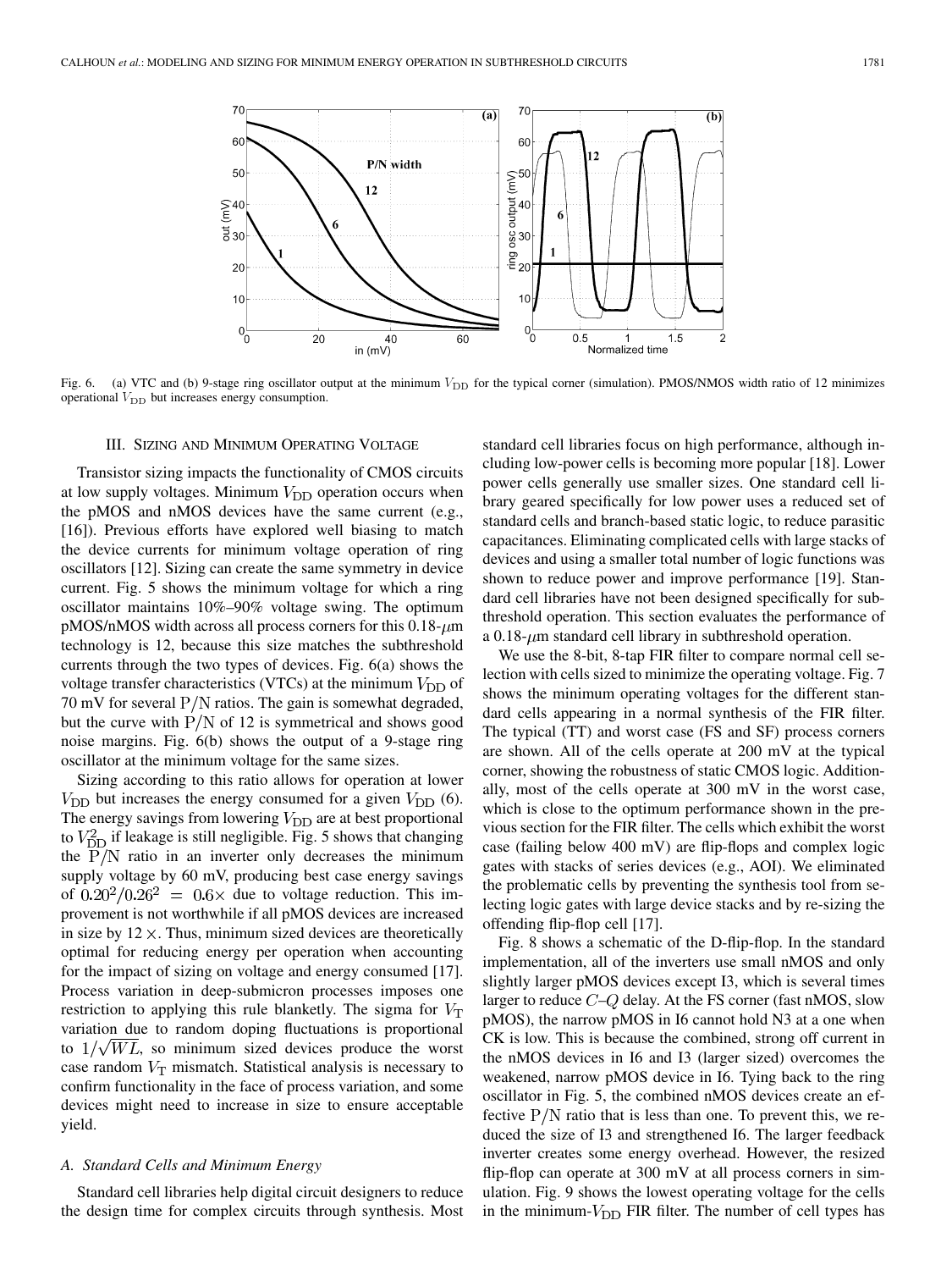Fig. 6. (a) VTC and (b) 9-stage ring oscillator output at the minimum $V_{\rm DD}$ for the typical corner (simulation). PMOS/NMOS width ratio of 12 minimizes operational $V_{\rm DD}$ but increases energy consumption.

## III. Sizing and Minimum Operating Voltage

Transistor sizing impacts the functionality of CMOS circuits at low supply voltages. Minimum $V_{\rm DD}$ operation occurs when the pMOS and nMOS devices have the same current (e.g., [16]). Previous efforts have explored well biasing to match the device currents for minimum voltage operation of ring oscillators [12]. Sizing can create the same symmetry in device current. Fig. 5 shows the minimum voltage for which a ring oscillator maintains 10%–90% voltage swing. The optimum pMOS/nMOS width across all process corners for this 0.18-$\mu$m technology is 12, because this size matches the subthreshold currents through the two types of devices. Fig. 6(a) shows the voltage transfer characteristics (VTCs) at the minimum $V_{\rm DD}$ of 70 mV for several P/N ratios. The gain is somewhat degraded, but the curve with P/N of 12 is symmetrical and shows good noise margins. Fig. 6(b) shows the output of a 9-stage ring oscillator at the minimum voltage for the same sizes.

Sizing according to this ratio allows for operation at lower $V_{\rm DD}$ but increases the energy consumed for a given $V_{\rm DD}$ (6). The energy savings from lowering $V_{\rm DD}$ are at best proportional to $V_{\rm DD}^2$ if leakage is still negligible. Fig. 5 shows that changing the P/N ratio in an inverter only decreases the minimum supply voltage by 60 mV, producing best case energy savings of $0.20^2/0.26^2 = 0.6\times$ due to voltage reduction. This improvement is not worthwhile if all pMOS devices are increased in size by $12\times$. Thus, minimum sized devices are theoretically optimal for reducing energy per operation when accounting for the impact of sizing on voltage and energy consumed [17]. Process variation in deep-submicron processes imposes one restriction to applying this rule blanketly. The sigma for $V_{\rm T}$ variation due to random doping fluctuations is proportional to $1/\sqrt{WL}$, so minimum sized devices produce the worst case random $V_{\rm T}$ mismatch. Statistical analysis is necessary to confirm functionality in the face of process variation, and some devices might need to increase in size to ensure acceptable yield.

### A. Standard Cells and Minimum Energy

Standard cell libraries help digital circuit designers to reduce the design time for complex circuits through synthesis. Most standard cell libraries focus on high performance, although including low-power cells is becoming more popular [18]. Lower power cells generally use smaller sizes. One standard cell library geared specifically for low power uses a reduced set of standard cells and branch-based static logic, to reduce parasitic capacitances. Eliminating complicated cells with large stacks of devices and using a smaller total number of logic functions was shown to reduce power and improve performance [19]. Standard cell libraries have not been designed specifically for subthreshold operation. This section evaluates the performance of a 0.18-$\mu$m standard cell library in subthreshold operation.

We use the 8-bit, 8-tap FIR filter to compare normal cell selection with cells sized to minimize the operating voltage. Fig. 7 shows the minimum operating voltages for the different standard cells appearing in a normal synthesis of the FIR filter. The typical (TT) and worst case (FS and SF) process corners are shown. All of the cells operate at 200 mV at the typical corner, showing the robustness of static CMOS logic. Additionally, most of the cells operate at 300 mV in the worst case, which is close to the optimum performance shown in the previous section for the FIR filter. The cells which exhibit the worst case (failing below 400 mV) are flip-flops and complex logic gates with stacks of series devices (e.g., AOI). We eliminated the problematic cells by preventing the synthesis tool from selecting logic gates with large device stacks and by re-sizing the offending flip-flop cell [17].

Fig. 8 shows a schematic of the D-flip-flop. In the standard implementation, all of the inverters use small nMOS and only slightly larger pMOS devices except I3, which is several times larger to reduce $C$–$Q$ delay. At the FS corner (fast nMOS, slow pMOS), the narrow pMOS in I6 cannot hold N3 at a one when CK is low. This is because the combined, strong off current in the nMOS devices in I6 and I3 (larger sized) overcomes the weakened, narrow pMOS device in I6. Tying back to the ring oscillator in Fig. 5, the combined nMOS devices create an effective P/N ratio that is less than one. To prevent this, we reduced the size of I3 and strengthened I6. The larger feedback inverter creates some energy overhead. However, the resized flip-flop can operate at 300 mV at all process corners in simulation. Fig. 9 shows the lowest operating voltage for the cells in the minimum-$V_{\rm DD}$ FIR filter. The number of cell types has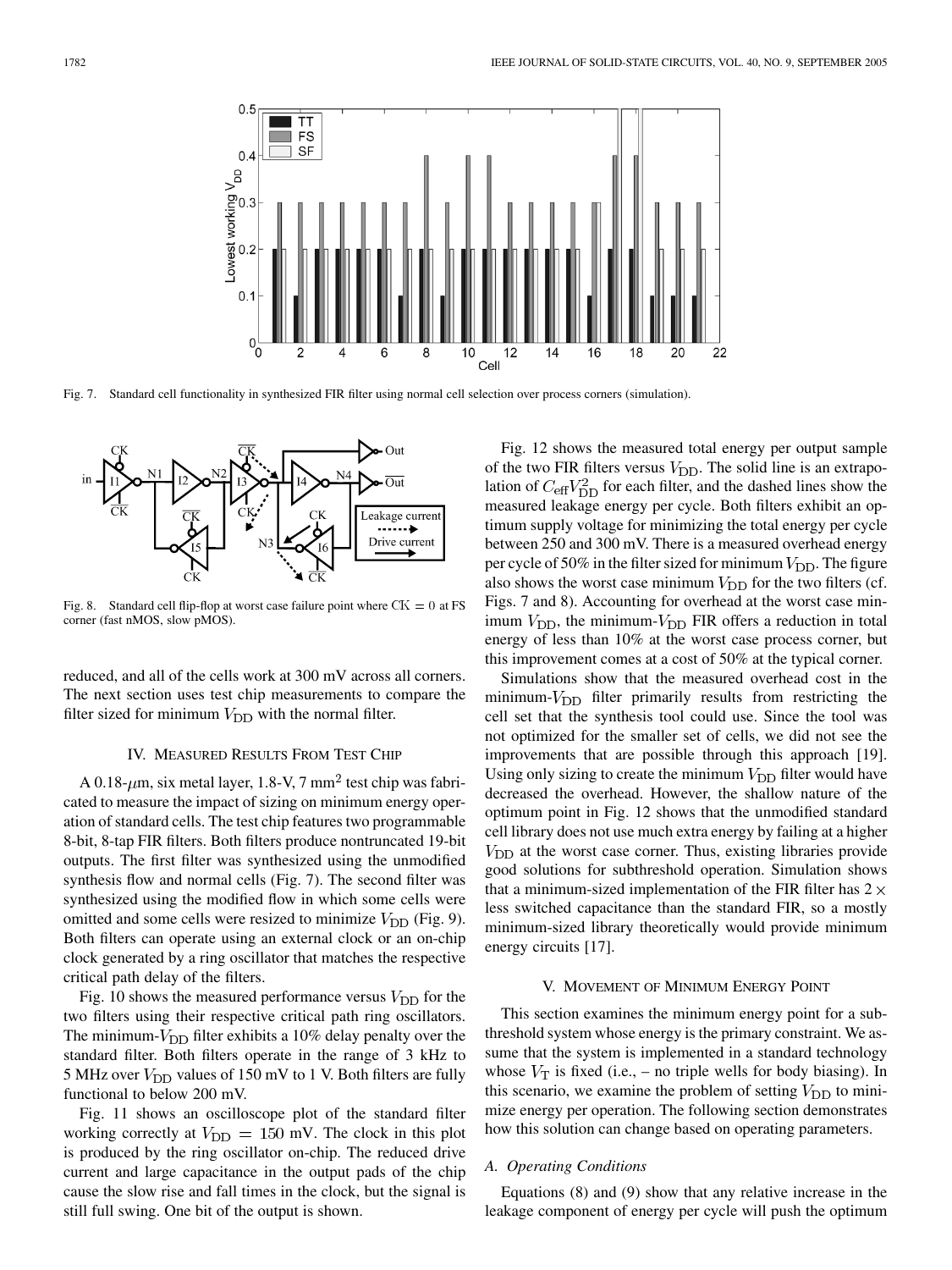Fig. 7. Standard cell functionality in synthesized FIR filter using normal cell selection over process corners (simulation).

Fig. 8. Standard cell flip-flop at worst case failure point where $\mathrm{CK} = 0$ at FS corner (fast nMOS, slow pMOS).

reduced, and all of the cells work at 300 mV across all corners. The next section uses test chip measurements to compare the filter sized for minimum $V_{\rm DD}$ with the normal filter.

## IV. Measured Results From Test Chip

A 0.18-$\mu$m, six metal layer, 1.8-V, 7 mm$^2$ test chip was fabricated to measure the impact of sizing on minimum energy operation of standard cells. The test chip features two programmable 8-bit, 8-tap FIR filters. Both filters produce nontruncated 19-bit outputs. The first filter was synthesized using the unmodified synthesis flow and normal cells (Fig. 7). The second filter was synthesized using the modified flow in which some cells were omitted and some cells were resized to minimize $V_{\rm DD}$ (Fig. 9). Both filters can operate using an external clock or an on-chip clock generated by a ring oscillator that matches the respective critical path delay of the filters.

Fig. 10 shows the measured performance versus $V_{\rm DD}$ for the two filters using their respective critical path ring oscillators. The minimum-$V_{\rm DD}$ filter exhibits a 10% delay penalty over the standard filter. Both filters operate in the range of 3 kHz to 5 MHz over $V_{\rm DD}$ values of 150 mV to 1 V. Both filters are fully functional to below 200 mV.

Fig. 11 shows an oscilloscope plot of the standard filter working correctly at $V_{\rm DD} = 150$ mV. The clock in this plot is produced by the ring oscillator on-chip. The reduced drive current and large capacitance in the output pads of the chip cause the slow rise and fall times in the clock, but the signal is still full swing. One bit of the output is shown.

Fig. 12 shows the measured total energy per output sample of the two FIR filters versus $V_{\rm DD}$. The solid line is an extrapolation of $C_{\rm eff}V_{\rm DD}^2$ for each filter, and the dashed lines show the measured leakage energy per cycle. Both filters exhibit an optimum supply voltage for minimizing the total energy per cycle between 250 and 300 mV. There is a measured overhead energy per cycle of 50% in the filter sized for minimum $V_{\rm DD}$. The figure also shows the worst case minimum $V_{\rm DD}$ for the two filters (cf. Figs. 7 and 8). Accounting for overhead at the worst case minimum $V_{\rm DD}$, the minimum-$V_{\rm DD}$ FIR offers a reduction in total energy of less than 10% at the worst case process corner, but this improvement comes at a cost of 50% at the typical corner.

Simulations show that the measured overhead cost in the minimum-$V_{\rm DD}$ filter primarily results from restricting the cell set that the synthesis tool could use. Since the tool was not optimized for the smaller set of cells, we did not see the improvements that are possible through this approach [19]. Using only sizing to create the minimum $V_{\rm DD}$ filter would have decreased the overhead. However, the shallow nature of the optimum point in Fig. 12 shows that the unmodified standard cell library does not use much extra energy by failing at a higher $V_{\rm DD}$ at the worst case corner. Thus, existing libraries provide good solutions for subthreshold operation. Simulation shows that a minimum-sized implementation of the FIR filter has $2\times$ less switched capacitance than the standard FIR, so a mostly minimum-sized library theoretically would provide minimum energy circuits [17].

## V. Movement of Minimum Energy Point

This section examines the minimum energy point for a subthreshold system whose energy is the primary constraint. We assume that the system is implemented in a standard technology whose $V_{\rm T}$ is fixed (i.e., – no triple wells for body biasing). In this scenario, we examine the problem of setting $V_{\rm DD}$ to minimize energy per operation. The following section demonstrates how this solution can change based on operating parameters.

### A. Operating Conditions

Equations (8) and (9) show that any relative increase in the leakage component of energy per cycle will push the optimum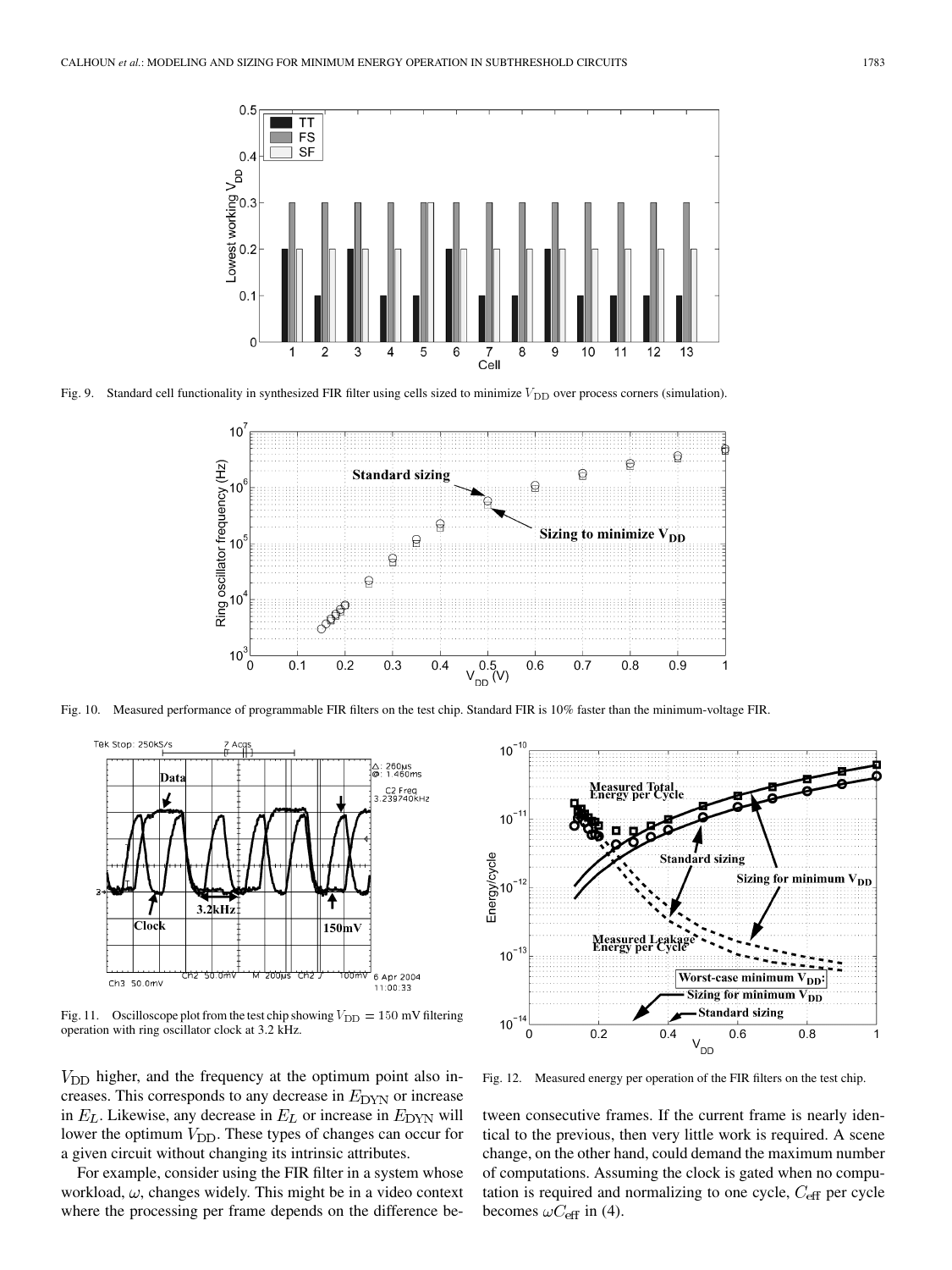Fig. 9. Standard cell functionality in synthesized FIR filter using cells sized to minimize $V_{\rm DD}$ over process corners (simulation).

Fig. 10. Measured performance of programmable FIR filters on the test chip. Standard FIR is 10% faster than the minimum-voltage FIR.

Fig. 11. Oscilloscope plot from the test chip showing $V_{\rm DD} = 150$ mV filtering operation with ring oscillator clock at 3.2 kHz.

Fig. 12. Measured energy per operation of the FIR filters on the test chip.

$V_{\rm DD}$ higher, and the frequency at the optimum point also increases. This corresponds to any decrease in $E_{\rm DYN}$ or increase in $E_L$. Likewise, any decrease in $E_L$ or increase in $E_{\rm DYN}$ will lower the optimum $V_{\rm DD}$. These types of changes can occur for a given circuit without changing its intrinsic attributes.

For example, consider using the FIR filter in a system whose workload, $\omega$, changes widely. This might be in a video context where the processing per frame depends on the difference between consecutive frames. If the current frame is nearly identical to the previous, then very little work is required. A scene change, on the other hand, could demand the maximum number of computations. Assuming the clock is gated when no computation is required and normalizing to one cycle, $C_{\rm eff}$ per cycle becomes $\omega C_{\rm eff}$ in (4).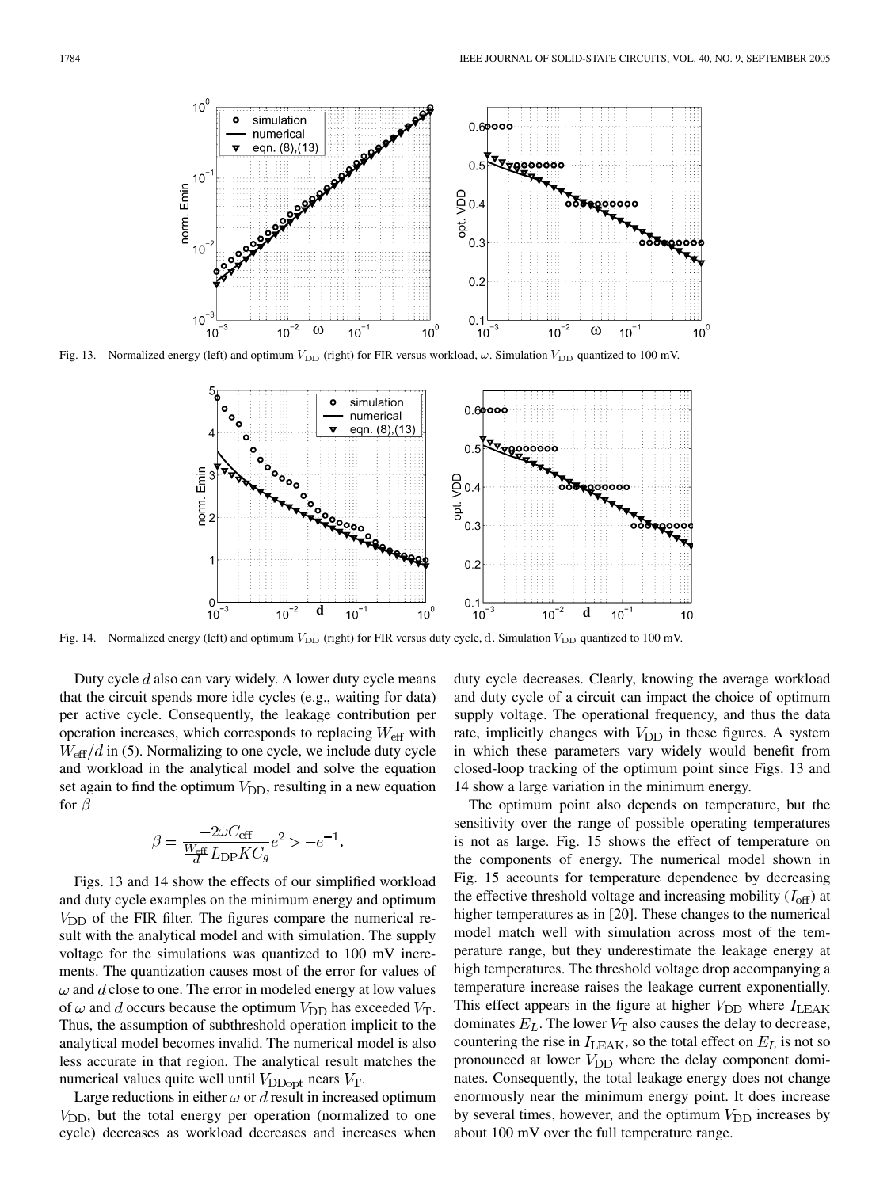Fig. 13. Normalized energy (left) and optimum $V_{\rm DD}$ (right) for FIR versus workload, $\omega$. Simulation $V_{\rm DD}$ quantized to 100 mV.

Fig. 14. Normalized energy (left) and optimum $V_{\rm DD}$ (right) for FIR versus duty cycle, d. Simulation $V_{\rm DD}$ quantized to 100 mV.

Duty cycle $d$ also can vary widely. A lower duty cycle means that the circuit spends more idle cycles (e.g., waiting for data) per active cycle. Consequently, the leakage contribution per operation increases, which corresponds to replacing $W_{\rm eff}$ with $W_{\rm eff}/d$ in (5). Normalizing to one cycle, we include duty cycle and workload in the analytical model and solve the equation set again to find the optimum $V_{\rm DD}$, resulting in a new equation for $\beta$

$$\beta = \frac{-2\omega C_{\rm eff}}{\frac{W_{\rm eff}}{d} L_{\rm DP} K C_g} e^2 > -e^{-1}.$$

Figs. 13 and 14 show the effects of our simplified workload and duty cycle examples on the minimum energy and optimum $V_{\rm DD}$ of the FIR filter. The figures compare the numerical result with the analytical model and with simulation. The supply voltage for the simulations was quantized to 100 mV increments. The quantization causes most of the error for values of $\omega$ and $d$ close to one. The error in modeled energy at low values of $\omega$ and $d$ occurs because the optimum $V_{\rm DD}$ has exceeded $V_{\rm T}$. Thus, the assumption of subthreshold operation implicit to the analytical model becomes invalid. The numerical model is also less accurate in that region. The analytical result matches the numerical values quite well until $V_{\rm DDopt}$ nears $V_{\rm T}$.

Large reductions in either $\omega$ or $d$ result in increased optimum $V_{\rm DD}$, but the total energy per operation (normalized to one cycle) decreases as workload decreases and increases when duty cycle decreases. Clearly, knowing the average workload and duty cycle of a circuit can impact the choice of optimum supply voltage. The operational frequency, and thus the data rate, implicitly changes with $V_{\rm DD}$ in these figures. A system in which these parameters vary widely would benefit from closed-loop tracking of the optimum point since Figs. 13 and 14 show a large variation in the minimum energy.

The optimum point also depends on temperature, but the sensitivity over the range of possible operating temperatures is not as large. Fig. 15 shows the effect of temperature on the components of energy. The numerical model shown in Fig. 15 accounts for temperature dependence by decreasing the effective threshold voltage and increasing mobility ($I_{\rm off}$) at higher temperatures as in [20]. These changes to the numerical model match well with simulation across most of the temperature range, but they underestimate the leakage energy at high temperatures. The threshold voltage drop accompanying a temperature increase raises the leakage current exponentially. This effect appears in the figure at higher $V_{\rm DD}$ where $I_{\rm LEAK}$ dominates $E_L$. The lower $V_{\rm T}$ also causes the delay to decrease, countering the rise in $I_{\rm LEAK}$, so the total effect on $E_L$ is not so pronounced at lower $V_{\rm DD}$ where the delay component dominates. Consequently, the total leakage energy does not change enormously near the minimum energy point. It does increase by several times, however, and the optimum $V_{\rm DD}$ increases by about 100 mV over the full temperature range.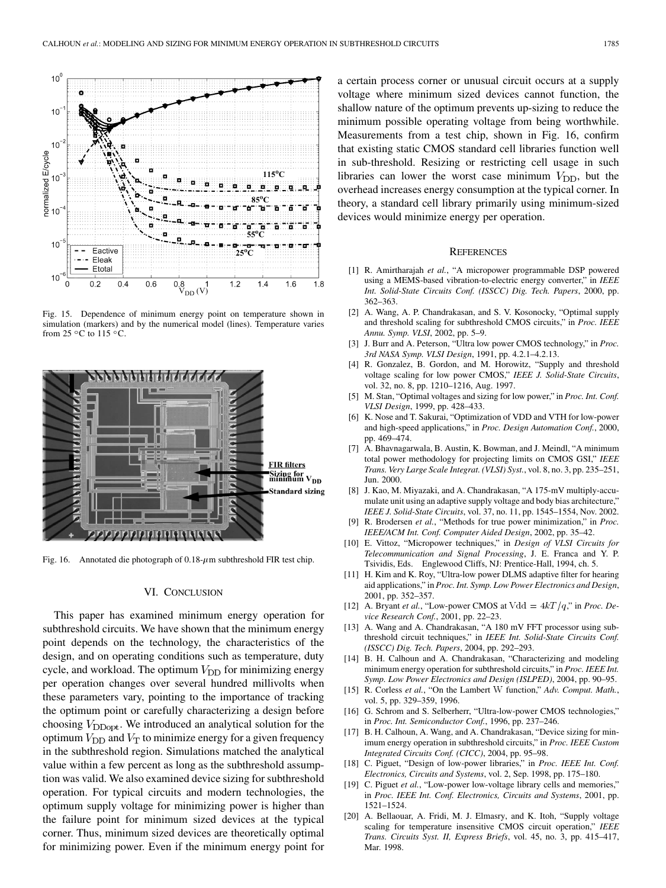Fig. 15. Dependence of minimum energy point on temperature shown in simulation (markers) and by the numerical model (lines). Temperature varies from 25 °C to 115 °C.

Fig. 16. Annotated die photograph of 0.18-$\mu$m subthreshold FIR test chip.

## VI. Conclusion

This paper has examined minimum energy operation for subthreshold circuits. We have shown that the minimum energy point depends on the technology, the characteristics of the design, and on operating conditions such as temperature, duty cycle, and workload. The optimum $V_{DD}$ for minimizing energy per operation changes over several hundred millivolts when these parameters vary, pointing to the importance of tracking the optimum point or carefully characterizing a design before choosing $V_{DDopt}$. We introduced an analytical solution for the optimum $V_{DD}$ and $V_T$ to minimize energy for a given frequency in the subthreshold region. Simulations matched the analytical value within a few percent as long as the subthreshold assumption was valid. We also examined device sizing for subthreshold operation. For typical circuits and modern technologies, the optimum supply voltage for minimizing power is higher than the failure point for minimum sized devices at the typical corner. Thus, minimum sized devices are theoretically optimal for minimizing power. Even if the minimum energy point for a certain process corner or unusual circuit occurs at a supply voltage where minimum sized devices cannot function, the shallow nature of the optimum prevents up-sizing to reduce the minimum possible operating voltage from being worthwhile. Measurements from a test chip, shown in Fig. 16, confirm that existing static CMOS standard cell libraries function well in sub-threshold. Resizing or restricting cell usage in such libraries can lower the worst case minimum $V_{DD}$, but the overhead increases energy consumption at the typical corner. In theory, a standard cell library primarily using minimum-sized devices would minimize energy per operation.

## References

[1] R. Amirtharajah *et al.*, "A micropower programmable DSP powered using a MEMS-based vibration-to-electric energy converter," in *IEEE Int. Solid-State Circuits Conf. (ISSCC) Dig. Tech. Papers*, 2000, pp. 362–363.

[2] A. Wang, A. P. Chandrakasan, and S. V. Kosonocky, "Optimal supply and threshold scaling for subthreshold CMOS circuits," in *Proc. IEEE Annu. Symp. VLSI*, 2002, pp. 5–9.

[3] J. Burr and A. Peterson, "Ultra low power CMOS technology," in *Proc. 3rd NASA Symp. VLSI Design*, 1991, pp. 4.2.1–4.2.13.

[4] R. Gonzalez, B. Gordon, and M. Horowitz, "Supply and threshold voltage scaling for low power CMOS," *IEEE J. Solid-State Circuits*, vol. 32, no. 8, pp. 1210–1216, Aug. 1997.

[5] M. Stan, "Optimal voltages and sizing for low power," in *Proc. Int. Conf. VLSI Design*, 1999, pp. 428–433.

[6] K. Nose and T. Sakurai, "Optimization of VDD and VTH for low-power and high-speed applications," in *Proc. Design Automation Conf.*, 2000, pp. 469–474.

[7] A. Bhavnagarwala, B. Austin, K. Bowman, and J. Meindl, "A minimum total power methodology for projecting limits on CMOS GSI," *IEEE Trans. Very Large Scale Integrat. (VLSI) Syst.*, vol. 8, no. 3, pp. 235–251, Jun. 2000.

[8] J. Kao, M. Miyazaki, and A. Chandrakasan, "A 175-mV multiply-accumulate unit using an adaptive supply voltage and body bias architecture," *IEEE J. Solid-State Circuits*, vol. 37, no. 11, pp. 1545–1554, Nov. 2002.

[9] R. Brodersen *et al.*, "Methods for true power minimization," in *Proc. IEEE/ACM Int. Conf. Computer Aided Design*, 2002, pp. 35–42.

[10] E. Vittoz, "Micropower techniques," in *Design of VLSI Circuits for Telecommunication and Signal Processing*, J. E. Franca and Y. P. Tsividis, Eds. Englewood Cliffs, NJ: Prentice-Hall, 1994, ch. 5.

[11] H. Kim and K. Roy, "Ultra-low power DLMS adaptive filter for hearing aid applications," in *Proc. Int. Symp. Low Power Electronics and Design*, 2001, pp. 352–357.

[12] A. Bryant *et al.*, "Low-power CMOS at $\mathrm{Vdd} = 4kT/q$," in *Proc. Device Research Conf.*, 2001, pp. 22–23.

[13] A. Wang and A. Chandrakasan, "A 180 mV FFT processor using subthreshold circuit techniques," in *IEEE Int. Solid-State Circuits Conf. (ISSCC) Dig. Tech. Papers*, 2004, pp. 292–293.

[14] B. H. Calhoun and A. Chandrakasan, "Characterizing and modeling minimum energy operation for subthreshold circuits," in *Proc. IEEE Int. Symp. Low Power Electronics and Design (ISLPED)*, 2004, pp. 90–95.

[15] R. Corless *et al.*, "On the Lambert W function," *Adv. Comput. Math.*, vol. 5, pp. 329–359, 1996.

[16] G. Schrom and S. Selberherr, "Ultra-low-power CMOS technologies," in *Proc. Int. Semiconductor Conf.*, 1996, pp. 237–246.

[17] B. H. Calhoun, A. Wang, and A. Chandrakasan, "Device sizing for minimum energy operation in subthreshold circuits," in *Proc. IEEE Custom Integrated Circuits Conf. (CICC)*, 2004, pp. 95–98.

[18] C. Piguet, "Design of low-power libraries," in *Proc. IEEE Int. Conf. Electronics, Circuits and Systems*, vol. 2, Sep. 1998, pp. 175–180.

[19] C. Piguet *et al.*, "Low-power low-voltage library cells and memories," in *Proc. IEEE Int. Conf. Electronics, Circuits and Systems*, 2001, pp. 1521–1524.

[20] A. Bellaouar, A. Fridi, M. J. Elmasry, and K. Itoh, "Supply voltage scaling for temperature insensitive CMOS circuit operation," *IEEE Trans. Circuits Syst. II, Express Briefs*, vol. 45, no. 3, pp. 415–417, Mar. 1998.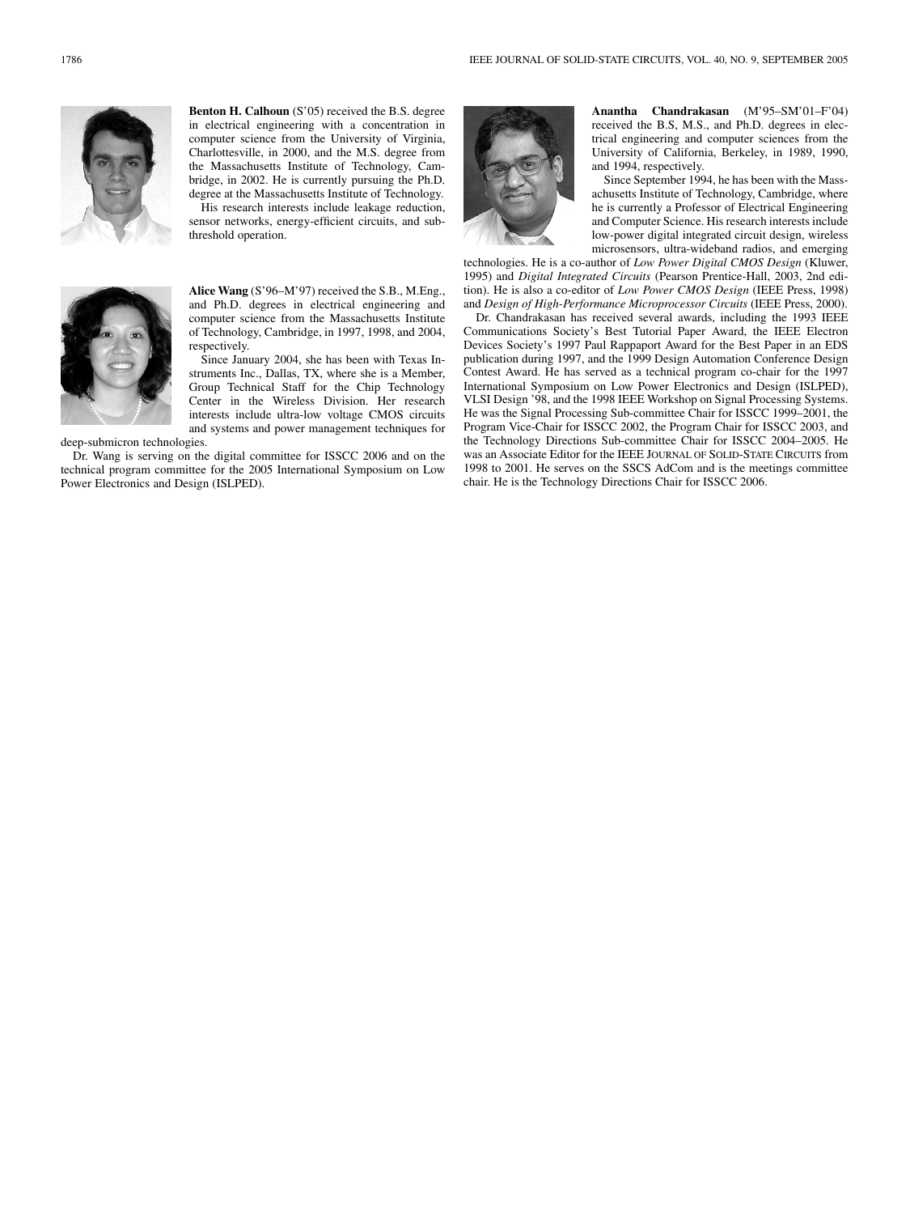**Benton H. Calhoun** (S'05) received the B.S. degree in electrical engineering with a concentration in computer science from the University of Virginia, Charlottesville, in 2000, and the M.S. degree from the Massachusetts Institute of Technology, Cambridge, in 2002. He is currently pursuing the Ph.D. degree at the Massachusetts Institute of Technology.

His research interests include leakage reduction, sensor networks, energy-efficient circuits, and subthreshold operation.

**Alice Wang** (S'96–M'97) received the S.B., M.Eng., and Ph.D. degrees in electrical engineering and computer science from the Massachusetts Institute of Technology, Cambridge, in 1997, 1998, and 2004, respectively.

Since January 2004, she has been with Texas Instruments Inc., Dallas, TX, where she is a Member, Group Technical Staff for the Chip Technology Center in the Wireless Division. Her research interests include ultra-low voltage CMOS circuits and systems and power management techniques for deep-submicron technologies.

Dr. Wang is serving on the digital committee for ISSCC 2006 and on the technical program committee for the 2005 International Symposium on Low Power Electronics and Design (ISLPED).

**Anantha Chandrakasan** (M'95–SM'01–F'04) received the B.S, M.S., and Ph.D. degrees in electrical engineering and computer sciences from the University of California, Berkeley, in 1989, 1990, and 1994, respectively.

Since September 1994, he has been with the Massachusetts Institute of Technology, Cambridge, where he is currently a Professor of Electrical Engineering and Computer Science. His research interests include low-power digital integrated circuit design, wireless microsensors, ultra-wideband radios, and emerging technologies. He is a co-author of *Low Power Digital CMOS Design* (Kluwer, 1995) and *Digital Integrated Circuits* (Pearson Prentice-Hall, 2003, 2nd edition). He is also a co-editor of *Low Power CMOS Design* (IEEE Press, 1998) and *Design of High-Performance Microprocessor Circuits* (IEEE Press, 2000).

Dr. Chandrakasan has received several awards, including the 1993 IEEE Communications Society's Best Tutorial Paper Award, the IEEE Electron Devices Society's 1997 Paul Rappaport Award for the Best Paper in an EDS publication during 1997, and the 1999 Design Automation Conference Design Contest Award. He has served as a technical program co-chair for the 1997 International Symposium on Low Power Electronics and Design (ISLPED), VLSI Design '98, and the 1998 IEEE Workshop on Signal Processing Systems. He was the Signal Processing Sub-committee Chair for ISSCC 1999–2001, the Program Vice-Chair for ISSCC 2002, the Program Chair for ISSCC 2003, and the Technology Directions Sub-committee Chair for ISSCC 2004–2005. He was an Associate Editor for the IEEE JOURNAL OF SOLID-STATE CIRCUITS from 1998 to 2001. He serves on the SSCS AdCom and is the meetings committee chair. He is the Technology Directions Chair for ISSCC 2006.